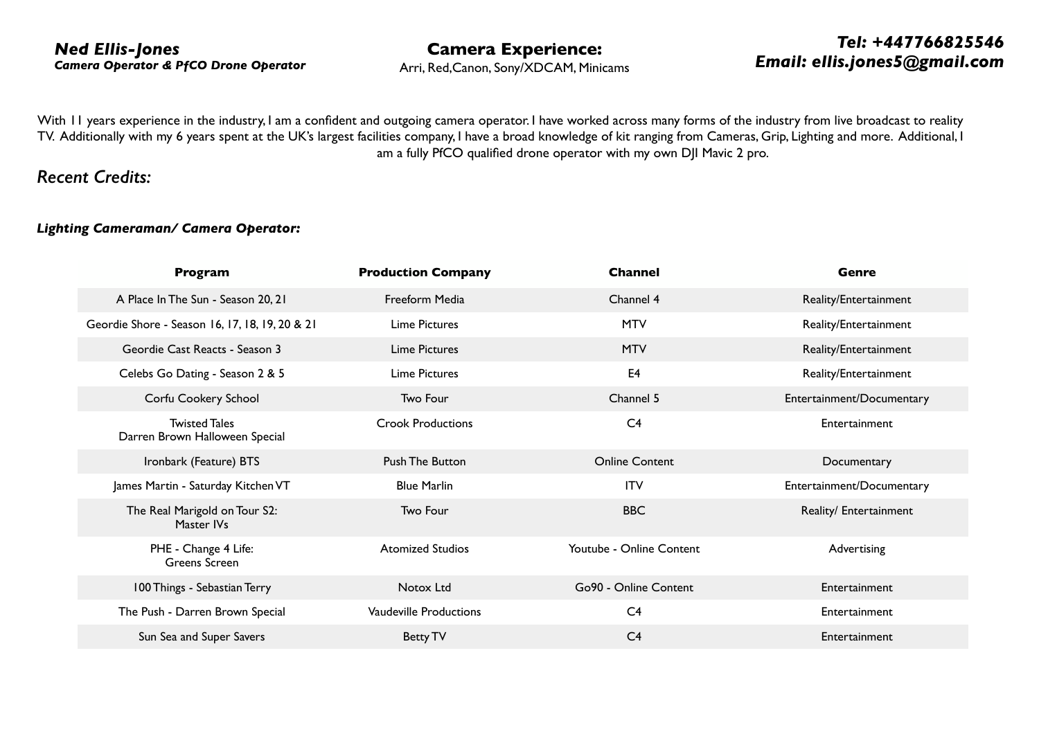***Ned Ellis-Jones***
***Camera Operator & PfCO Drone Operator***

**Camera Experience:**
Arri, Red,Canon, Sony/XDCAM, Minicams

***Tel: +447766825546***
***Email: ellis.jones5@gmail.com***

With 11 years experience in the industry, I am a confident and outgoing camera operator. I have worked across many forms of the industry from live broadcast to reality TV. Additionally with my 6 years spent at the UK's largest facilities company, I have a broad knowledge of kit ranging from Cameras, Grip, Lighting and more. Additional, I am a fully PfCO qualified drone operator with my own DJI Mavic 2 pro.

## *Recent Credits:*

### ***Lighting Cameraman/ Camera Operator:***

| Program | Production Company | Channel | Genre |
|---|---|---|---|
| A Place In The Sun - Season 20, 21 | Freeform Media | Channel 4 | Reality/Entertainment |
| Geordie Shore - Season 16, 17, 18, 19, 20 & 21 | Lime Pictures | MTV | Reality/Entertainment |
| Geordie Cast Reacts - Season 3 | Lime Pictures | MTV | Reality/Entertainment |
| Celebs Go Dating - Season 2 & 5 | Lime Pictures | E4 | Reality/Entertainment |
| Corfu Cookery School | Two Four | Channel 5 | Entertainment/Documentary |
| Twisted Tales Darren Brown Halloween Special | Crook Productions | C4 | Entertainment |
| Ironbark (Feature) BTS | Push The Button | Online Content | Documentary |
| James Martin - Saturday Kitchen VT | Blue Marlin | ITV | Entertainment/Documentary |
| The Real Marigold on Tour S2: Master IVs | Two Four | BBC | Reality/ Entertainment |
| PHE - Change 4 Life: Greens Screen | Atomized Studios | Youtube - Online Content | Advertising |
| 100 Things - Sebastian Terry | Notox Ltd | Go90 - Online Content | Entertainment |
| The Push - Darren Brown Special | Vaudeville Productions | C4 | Entertainment |
| Sun Sea and Super Savers | Betty TV | C4 | Entertainment |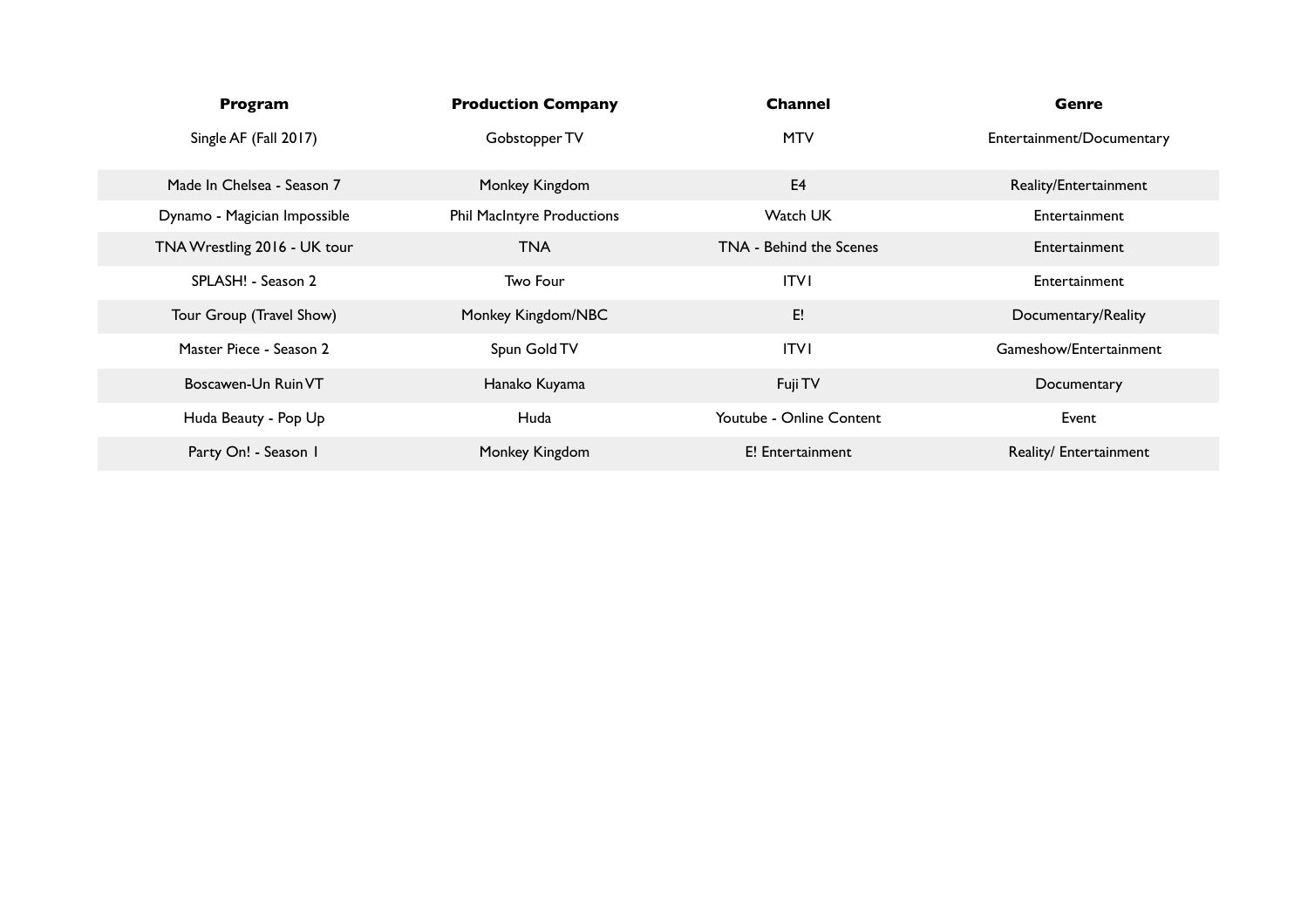| Program | Production Company | Channel | Genre |
|---|---|---|---|
| Single AF (Fall 2017) | Gobstopper TV | MTV | Entertainment/Documentary |
| Made In Chelsea - Season 7 | Monkey Kingdom | E4 | Reality/Entertainment |
| Dynamo - Magician Impossible | Phil MacIntyre Productions | Watch UK | Entertainment |
| TNA Wrestling 2016 - UK tour | TNA | TNA - Behind the Scenes | Entertainment |
| SPLASH! - Season 2 | Two Four | ITV1 | Entertainment |
| Tour Group (Travel Show) | Monkey Kingdom/NBC | E! | Documentary/Reality |
| Master Piece - Season 2 | Spun Gold TV | ITV1 | Gameshow/Entertainment |
| Boscawen-Un Ruin VT | Hanako Kuyama | Fuji TV | Documentary |
| Huda Beauty - Pop Up | Huda | Youtube - Online Content | Event |
| Party On! - Season 1 | Monkey Kingdom | E! Entertainment | Reality/ Entertainment |